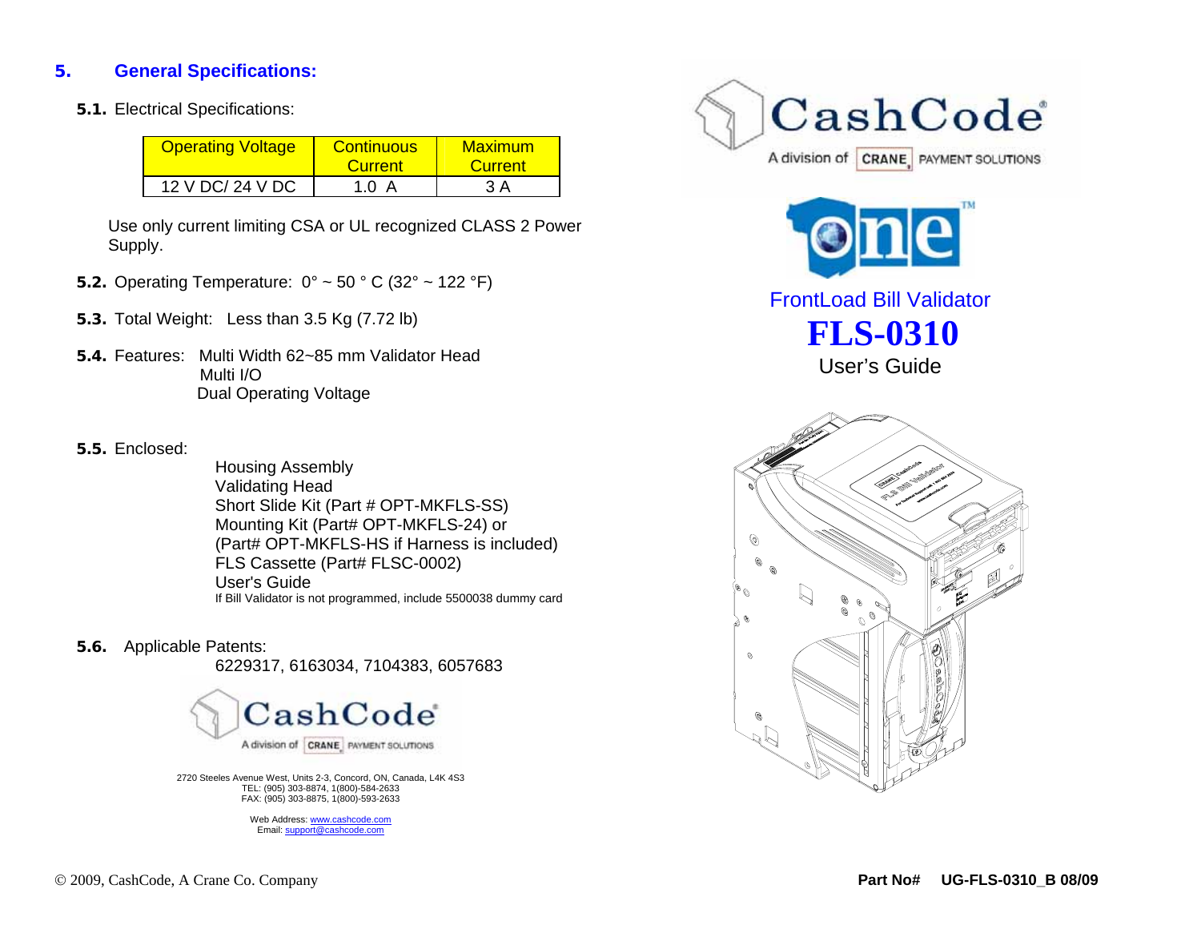## 5. General Specifications:

**5.1.** Electrical Specifications:

| Operating Voltage | Continuous Current | Maximum Current |
|---|---|---|
| 12 V DC/ 24 V DC | 1.0 A | 3 A |

Use only current limiting CSA or UL recognized CLASS 2 Power Supply.

**5.2.** Operating Temperature: 0° ~ 50 ° C (32° ~ 122 °F)

**5.3.** Total Weight: Less than 3.5 Kg (7.72 lb)

**5.4.** Features: Multi Width 62~85 mm Validator Head
Multi I/O
Dual Operating Voltage

**5.5.** Enclosed:

Housing Assembly
Validating Head
Short Slide Kit (Part # OPT-MKFLS-SS)
Mounting Kit (Part# OPT-MKFLS-24) or
(Part# OPT-MKFLS-HS if Harness is included)
FLS Cassette (Part# FLSC-0002)
User's Guide
If Bill Validator is not programmed, include 5500038 dummy card

**5.6.** Applicable Patents:
6229317, 6163034, 7104383, 6057683

CashCode
A division of CRANE PAYMENT SOLUTIONS

2720 Steeles Avenue West, Units 2-3, Concord, ON, Canada, L4K 4S3
TEL: (905) 303-8874, 1(800)-584-2633
FAX: (905) 303-8875, 1(800)-593-2633

Web Address: www.cashcode.com
Email: support@cashcode.com

© 2009, CashCode, A Crane Co. Company

CashCode
A division of CRANE PAYMENT SOLUTIONS

one™

FrontLoad Bill Validator

# FLS-0310

User's Guide

Part No# UG-FLS-0310_B 08/09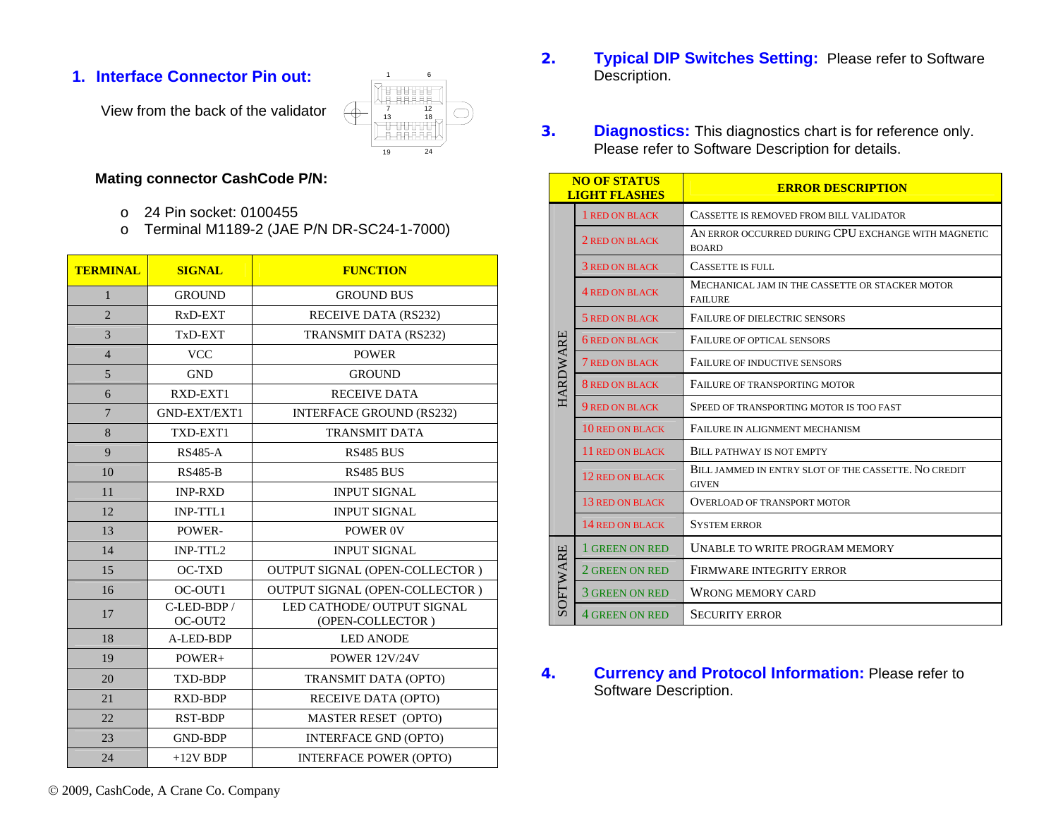## 1. Interface Connector Pin out:

View from the back of the validator

1 6
7 12
13 18
19 24

**Mating connector CashCode P/N:**

- 24 Pin socket: 0100455
- Terminal M1189-2 (JAE P/N DR-SC24-1-7000)

| TERMINAL | SIGNAL | FUNCTION |
|---|---|---|
| 1 | GROUND | GROUND BUS |
| 2 | RxD-EXT | RECEIVE DATA (RS232) |
| 3 | TxD-EXT | TRANSMIT DATA (RS232) |
| 4 | VCC | POWER |
| 5 | GND | GROUND |
| 6 | RXD-EXT1 | RECEIVE DATA |
| 7 | GND-EXT/EXT1 | INTERFACE GROUND (RS232) |
| 8 | TXD-EXT1 | TRANSMIT DATA |
| 9 | RS485-A | RS485 BUS |
| 10 | RS485-B | RS485 BUS |
| 11 | INP-RXD | INPUT SIGNAL |
| 12 | INP-TTL1 | INPUT SIGNAL |
| 13 | POWER- | POWER 0V |
| 14 | INP-TTL2 | INPUT SIGNAL |
| 15 | OC-TXD | OUTPUT SIGNAL (OPEN-COLLECTOR ) |
| 16 | OC-OUT1 | OUTPUT SIGNAL (OPEN-COLLECTOR ) |
| 17 | C-LED-BDP / OC-OUT2 | LED CATHODE/ OUTPUT SIGNAL (OPEN-COLLECTOR ) |
| 18 | A-LED-BDP | LED ANODE |
| 19 | POWER+ | POWER 12V/24V |
| 20 | TXD-BDP | TRANSMIT DATA (OPTO) |
| 21 | RXD-BDP | RECEIVE DATA (OPTO) |
| 22 | RST-BDP | MASTER RESET (OPTO) |
| 23 | GND-BDP | INTERFACE GND (OPTO) |
| 24 | +12V BDP | INTERFACE POWER (OPTO) |

## 2. Typical DIP Switches Setting: Please refer to Software Description.

## 3. Diagnostics: This diagnostics chart is for reference only. Please refer to Software Description for details.

| | NO OF STATUS LIGHT FLASHES | ERROR DESCRIPTION |
|---|---|---|
| HARDWARE | 1 RED ON BLACK | CASSETTE IS REMOVED FROM BILL VALIDATOR |
| | 2 RED ON BLACK | AN ERROR OCCURRED DURING CPU EXCHANGE WITH MAGNETIC BOARD |
| | 3 RED ON BLACK | CASSETTE IS FULL |
| | 4 RED ON BLACK | MECHANICAL JAM IN THE CASSETTE OR STACKER MOTOR FAILURE |
| | 5 RED ON BLACK | FAILURE OF DIELECTRIC SENSORS |
| | 6 RED ON BLACK | FAILURE OF OPTICAL SENSORS |
| | 7 RED ON BLACK | FAILURE OF INDUCTIVE SENSORS |
| | 8 RED ON BLACK | FAILURE OF TRANSPORTING MOTOR |
| | 9 RED ON BLACK | SPEED OF TRANSPORTING MOTOR IS TOO FAST |
| | 10 RED ON BLACK | FAILURE IN ALIGNMENT MECHANISM |
| | 11 RED ON BLACK | BILL PATHWAY IS NOT EMPTY |
| | 12 RED ON BLACK | BILL JAMMED IN ENTRY SLOT OF THE CASSETTE. NO CREDIT GIVEN |
| | 13 RED ON BLACK | OVERLOAD OF TRANSPORT MOTOR |
| | 14 RED ON BLACK | SYSTEM ERROR |
| SOFTWARE | 1 GREEN ON RED | UNABLE TO WRITE PROGRAM MEMORY |
| | 2 GREEN ON RED | FIRMWARE INTEGRITY ERROR |
| | 3 GREEN ON RED | WRONG MEMORY CARD |
| | 4 GREEN ON RED | SECURITY ERROR |

## 4. Currency and Protocol Information: Please refer to Software Description.

© 2009, CashCode, A Crane Co. Company